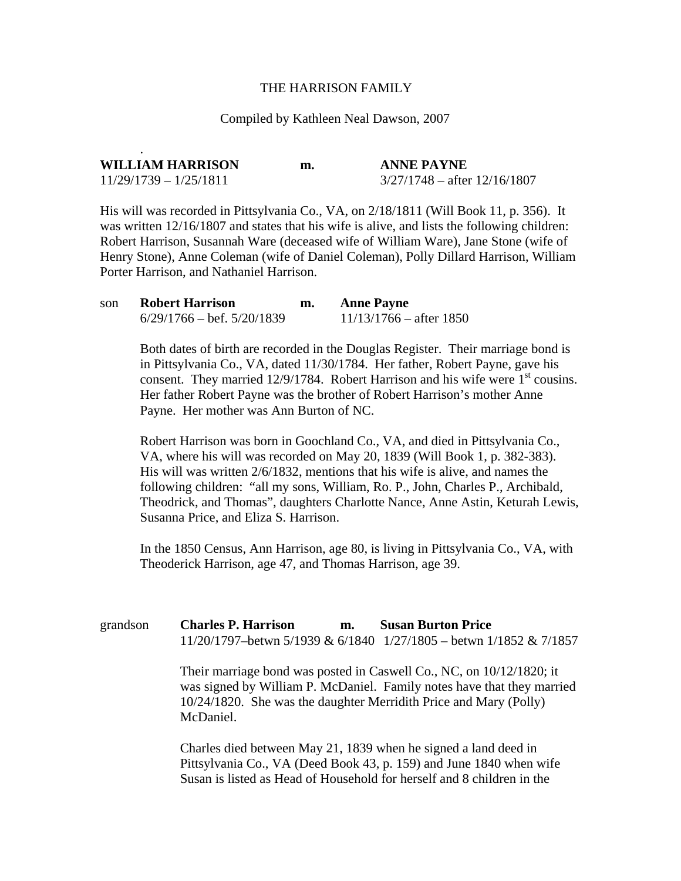# THE HARRISON FAMILY

Compiled by Kathleen Neal Dawson, 2007

.

**WILLIAM HARRISON** **m.** **ANNE PAYNE**
11/29/1739 – 1/25/1811 3/27/1748 – after 12/16/1807

His will was recorded in Pittsylvania Co., VA, on 2/18/1811 (Will Book 11, p. 356). It was written 12/16/1807 and states that his wife is alive, and lists the following children: Robert Harrison, Susannah Ware (deceased wife of William Ware), Jane Stone (wife of Henry Stone), Anne Coleman (wife of Daniel Coleman), Polly Dillard Harrison, William Porter Harrison, and Nathaniel Harrison.

son **Robert Harrison** **m.** **Anne Payne**
6/29/1766 – bef. 5/20/1839 11/13/1766 – after 1850

Both dates of birth are recorded in the Douglas Register. Their marriage bond is in Pittsylvania Co., VA, dated 11/30/1784. Her father, Robert Payne, gave his consent. They married 12/9/1784. Robert Harrison and his wife were 1st cousins. Her father Robert Payne was the brother of Robert Harrison's mother Anne Payne. Her mother was Ann Burton of NC.

Robert Harrison was born in Goochland Co., VA, and died in Pittsylvania Co., VA, where his will was recorded on May 20, 1839 (Will Book 1, p. 382-383). His will was written 2/6/1832, mentions that his wife is alive, and names the following children: "all my sons, William, Ro. P., John, Charles P., Archibald, Theodrick, and Thomas", daughters Charlotte Nance, Anne Astin, Keturah Lewis, Susanna Price, and Eliza S. Harrison.

In the 1850 Census, Ann Harrison, age 80, is living in Pittsylvania Co., VA, with Theoderick Harrison, age 47, and Thomas Harrison, age 39.

grandson **Charles P. Harrison** **m.** **Susan Burton Price**
11/20/1797–betwn 5/1939 & 6/1840 1/27/1805 – betwn 1/1852 & 7/1857

Their marriage bond was posted in Caswell Co., NC, on 10/12/1820; it was signed by William P. McDaniel. Family notes have that they married 10/24/1820. She was the daughter Merridith Price and Mary (Polly) McDaniel.

Charles died between May 21, 1839 when he signed a land deed in Pittsylvania Co., VA (Deed Book 43, p. 159) and June 1840 when wife Susan is listed as Head of Household for herself and 8 children in the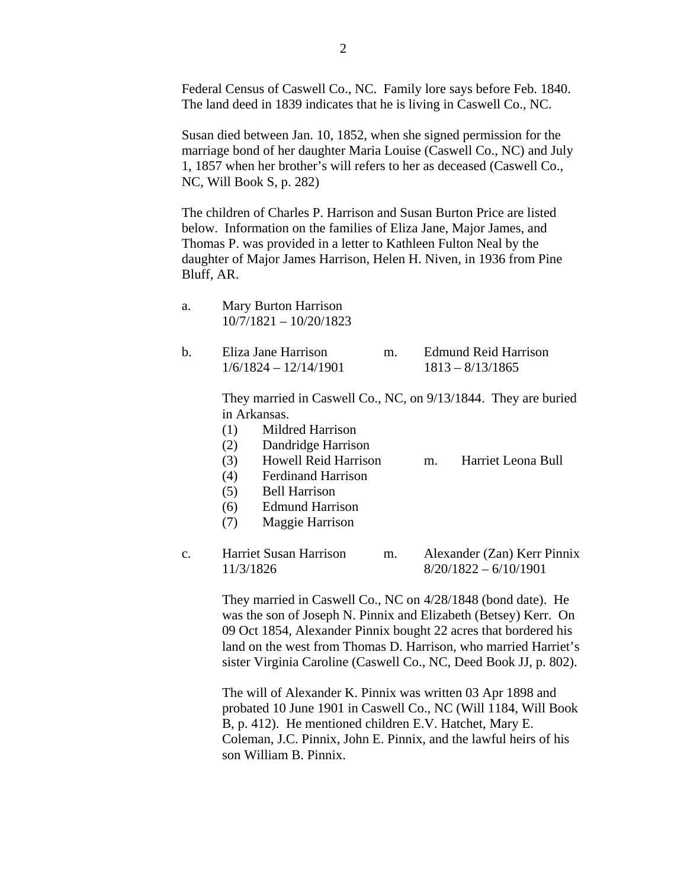Federal Census of Caswell Co., NC. Family lore says before Feb. 1840. The land deed in 1839 indicates that he is living in Caswell Co., NC.

Susan died between Jan. 10, 1852, when she signed permission for the marriage bond of her daughter Maria Louise (Caswell Co., NC) and July 1, 1857 when her brother's will refers to her as deceased (Caswell Co., NC, Will Book S, p. 282)

The children of Charles P. Harrison and Susan Burton Price are listed below. Information on the families of Eliza Jane, Major James, and Thomas P. was provided in a letter to Kathleen Fulton Neal by the daughter of Major James Harrison, Helen H. Niven, in 1936 from Pine Bluff, AR.

a. Mary Burton Harrison
   10/7/1821 – 10/20/1823

b. Eliza Jane Harrison m. Edmund Reid Harrison
   1/6/1824 – 12/14/1901 &nbsp;&nbsp; 1813 – 8/13/1865

   They married in Caswell Co., NC, on 9/13/1844. They are buried in Arkansas.

   (1) Mildred Harrison
   (2) Dandridge Harrison
   (3) Howell Reid Harrison m. Harriet Leona Bull
   (4) Ferdinand Harrison
   (5) Bell Harrison
   (6) Edmund Harrison
   (7) Maggie Harrison

c. Harriet Susan Harrison m. Alexander (Zan) Kerr Pinnix
   11/3/1826 &nbsp;&nbsp; 8/20/1822 – 6/10/1901

   They married in Caswell Co., NC on 4/28/1848 (bond date). He was the son of Joseph N. Pinnix and Elizabeth (Betsey) Kerr. On 09 Oct 1854, Alexander Pinnix bought 22 acres that bordered his land on the west from Thomas D. Harrison, who married Harriet's sister Virginia Caroline (Caswell Co., NC, Deed Book JJ, p. 802).

   The will of Alexander K. Pinnix was written 03 Apr 1898 and probated 10 June 1901 in Caswell Co., NC (Will 1184, Will Book B, p. 412). He mentioned children E.V. Hatchet, Mary E. Coleman, J.C. Pinnix, John E. Pinnix, and the lawful heirs of his son William B. Pinnix.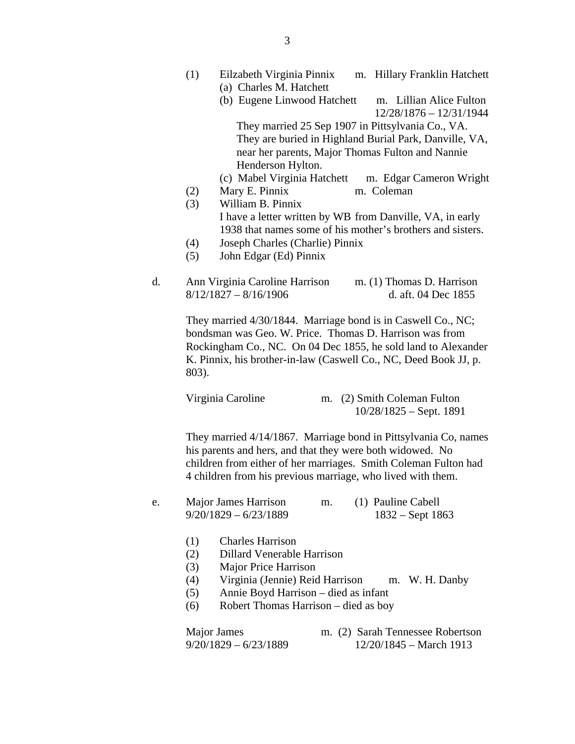(1) Eilzabeth Virginia Pinnix m. Hillary Franklin Hatchett

(a) Charles M. Hatchett

(b) Eugene Linwood Hatchett m. Lillian Alice Fulton
12/28/1876 – 12/31/1944

They married 25 Sep 1907 in Pittsylvania Co., VA. They are buried in Highland Burial Park, Danville, VA, near her parents, Major Thomas Fulton and Nannie Henderson Hylton.

(c) Mabel Virginia Hatchett m. Edgar Cameron Wright

(2) Mary E. Pinnix m. Coleman

(3) William B. Pinnix
I have a letter written by WB from Danville, VA, in early 1938 that names some of his mother's brothers and sisters.

(4) Joseph Charles (Charlie) Pinnix

(5) John Edgar (Ed) Pinnix

d. Ann Virginia Caroline Harrison m. (1) Thomas D. Harrison
8/12/1827 – 8/16/1906 d. aft. 04 Dec 1855

They married 4/30/1844. Marriage bond is in Caswell Co., NC; bondsman was Geo. W. Price. Thomas D. Harrison was from Rockingham Co., NC. On 04 Dec 1855, he sold land to Alexander K. Pinnix, his brother-in-law (Caswell Co., NC, Deed Book JJ, p. 803).

Virginia Caroline m. (2) Smith Coleman Fulton
10/28/1825 – Sept. 1891

They married 4/14/1867. Marriage bond in Pittsylvania Co, names his parents and hers, and that they were both widowed. No children from either of her marriages. Smith Coleman Fulton had 4 children from his previous marriage, who lived with them.

e. Major James Harrison m. (1) Pauline Cabell
9/20/1829 – 6/23/1889 1832 – Sept 1863

(1) Charles Harrison

(2) Dillard Venerable Harrison

(3) Major Price Harrison

(4) Virginia (Jennie) Reid Harrison m. W. H. Danby

(5) Annie Boyd Harrison – died as infant

(6) Robert Thomas Harrison – died as boy

Major James m. (2) Sarah Tennessee Robertson
9/20/1829 – 6/23/1889 12/20/1845 – March 1913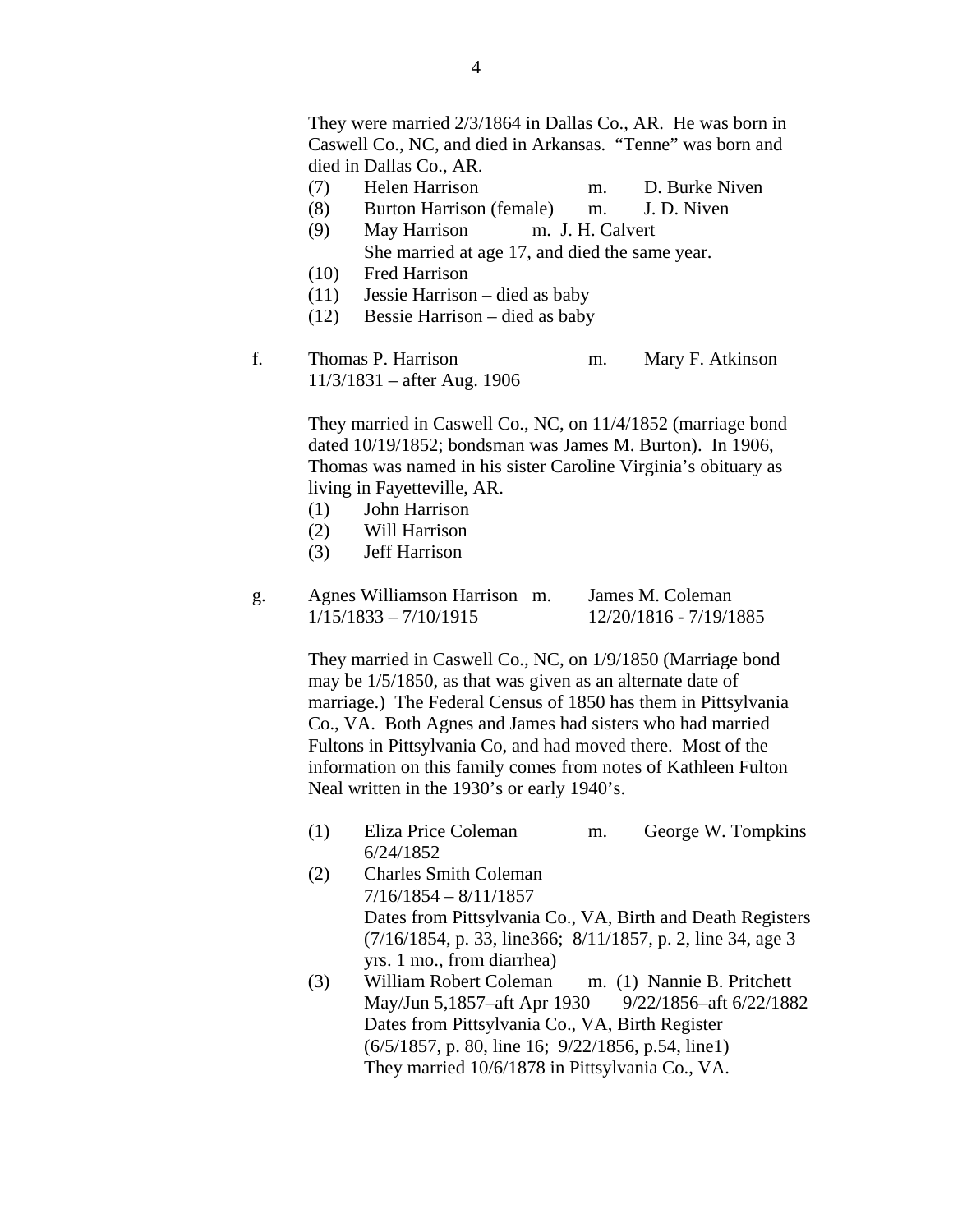They were married 2/3/1864 in Dallas Co., AR. He was born in Caswell Co., NC, and died in Arkansas. "Tenne" was born and died in Dallas Co., AR.

(7) Helen Harrison m. D. Burke Niven

(8) Burton Harrison (female) m. J. D. Niven

(9) May Harrison m. J. H. Calvert
She married at age 17, and died the same year.

(10) Fred Harrison

(11) Jessie Harrison – died as baby

(12) Bessie Harrison – died as baby

f. Thomas P. Harrison m. Mary F. Atkinson
11/3/1831 – after Aug. 1906

They married in Caswell Co., NC, on 11/4/1852 (marriage bond dated 10/19/1852; bondsman was James M. Burton). In 1906, Thomas was named in his sister Caroline Virginia's obituary as living in Fayetteville, AR.

(1) John Harrison

(2) Will Harrison

(3) Jeff Harrison

g. Agnes Williamson Harrison m. James M. Coleman
1/15/1833 – 7/10/1915 12/20/1816 - 7/19/1885

They married in Caswell Co., NC, on 1/9/1850 (Marriage bond may be 1/5/1850, as that was given as an alternate date of marriage.) The Federal Census of 1850 has them in Pittsylvania Co., VA. Both Agnes and James had sisters who had married Fultons in Pittsylvania Co, and had moved there. Most of the information on this family comes from notes of Kathleen Fulton Neal written in the 1930's or early 1940's.

(1) Eliza Price Coleman m. George W. Tompkins
6/24/1852

(2) Charles Smith Coleman
7/16/1854 – 8/11/1857
Dates from Pittsylvania Co., VA, Birth and Death Registers (7/16/1854, p. 33, line366; 8/11/1857, p. 2, line 34, age 3 yrs. 1 mo., from diarrhea)

(3) William Robert Coleman m. (1) Nannie B. Pritchett
May/Jun 5,1857–aft Apr 1930 9/22/1856–aft 6/22/1882
Dates from Pittsylvania Co., VA, Birth Register (6/5/1857, p. 80, line 16; 9/22/1856, p.54, line1)
They married 10/6/1878 in Pittsylvania Co., VA.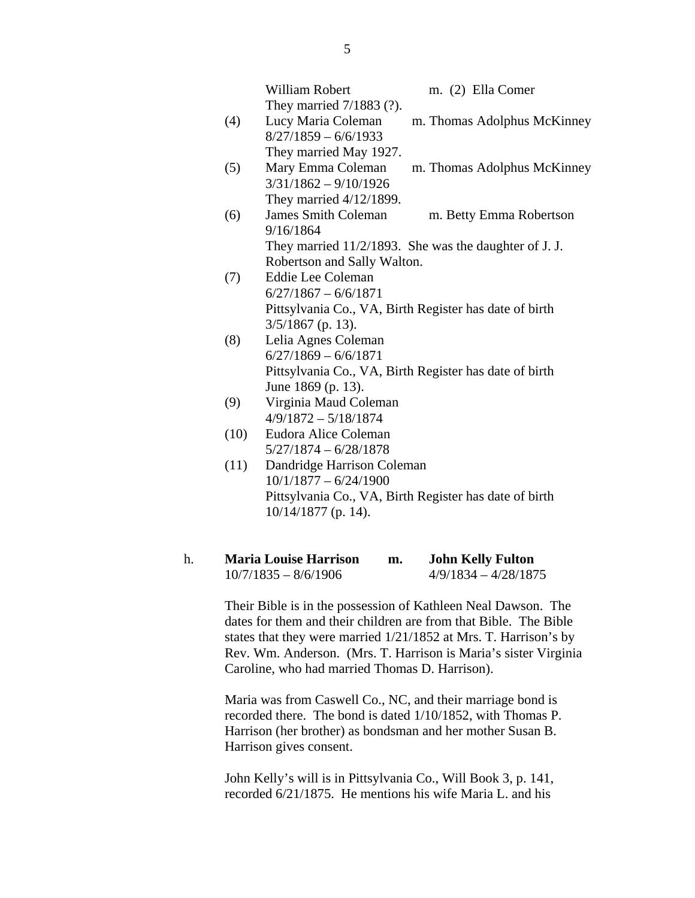William Robert m. (2) Ella Comer
They married 7/1883 (?).

(4) Lucy Maria Coleman m. Thomas Adolphus McKinney
8/27/1859 – 6/6/1933
They married May 1927.

(5) Mary Emma Coleman m. Thomas Adolphus McKinney
3/31/1862 – 9/10/1926
They married 4/12/1899.

(6) James Smith Coleman m. Betty Emma Robertson
9/16/1864
They married 11/2/1893. She was the daughter of J. J. Robertson and Sally Walton.

(7) Eddie Lee Coleman
6/27/1867 – 6/6/1871
Pittsylvania Co., VA, Birth Register has date of birth 3/5/1867 (p. 13).

(8) Lelia Agnes Coleman
6/27/1869 – 6/6/1871
Pittsylvania Co., VA, Birth Register has date of birth June 1869 (p. 13).

(9) Virginia Maud Coleman
4/9/1872 – 5/18/1874

(10) Eudora Alice Coleman
5/27/1874 – 6/28/1878

(11) Dandridge Harrison Coleman
10/1/1877 – 6/24/1900
Pittsylvania Co., VA, Birth Register has date of birth 10/14/1877 (p. 14).

h. **Maria Louise Harrison** **m.** **John Kelly Fulton**
10/7/1835 – 8/6/1906 4/9/1834 – 4/28/1875

Their Bible is in the possession of Kathleen Neal Dawson. The dates for them and their children are from that Bible. The Bible states that they were married 1/21/1852 at Mrs. T. Harrison's by Rev. Wm. Anderson. (Mrs. T. Harrison is Maria's sister Virginia Caroline, who had married Thomas D. Harrison).

Maria was from Caswell Co., NC, and their marriage bond is recorded there. The bond is dated 1/10/1852, with Thomas P. Harrison (her brother) as bondsman and her mother Susan B. Harrison gives consent.

John Kelly's will is in Pittsylvania Co., Will Book 3, p. 141, recorded 6/21/1875. He mentions his wife Maria L. and his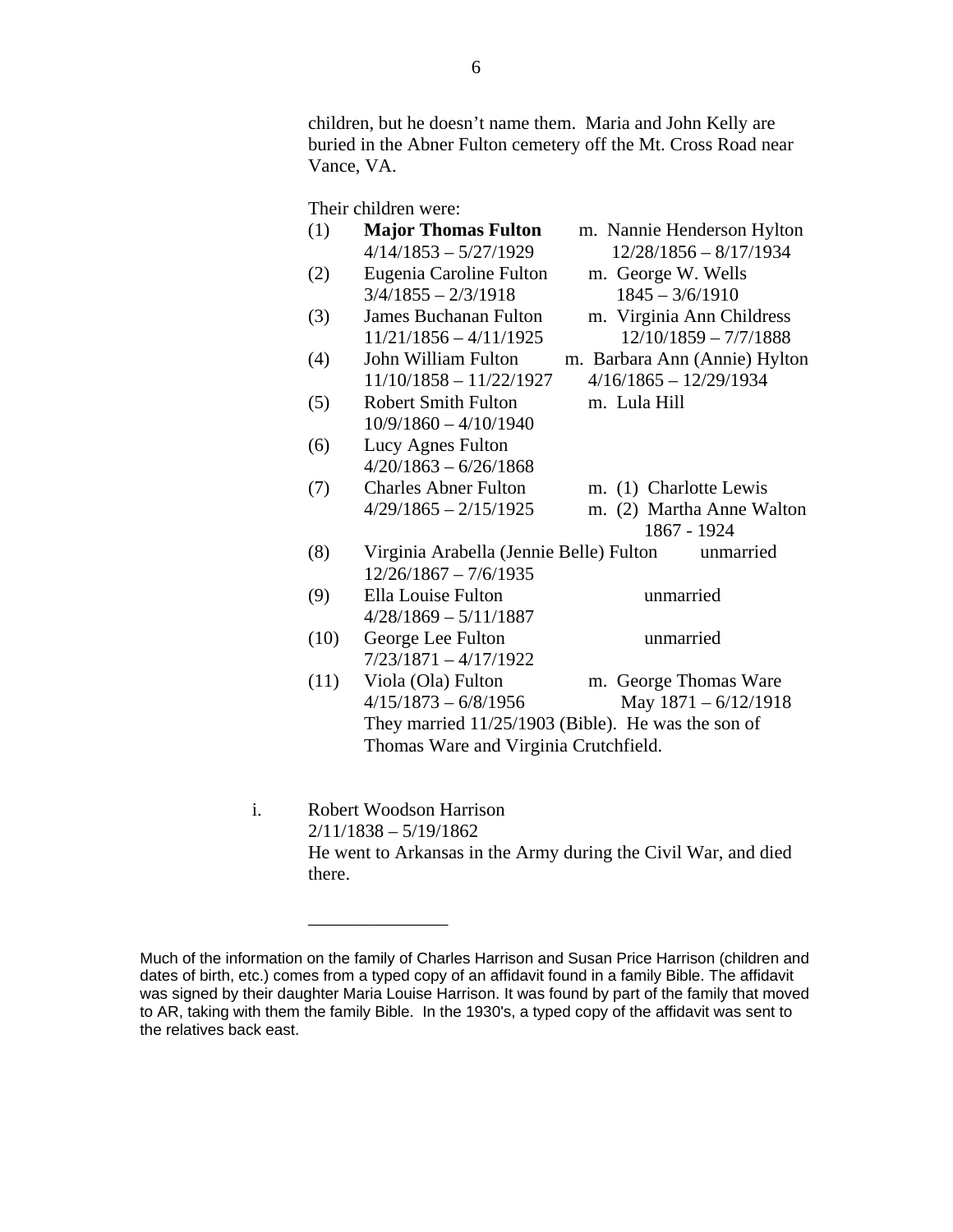children, but he doesn't name them. Maria and John Kelly are buried in the Abner Fulton cemetery off the Mt. Cross Road near Vance, VA.

Their children were:

| | | |
|---|---|---|
| (1) | **Major Thomas Fulton**<br>4/14/1853 – 5/27/1929 | m. Nannie Henderson Hylton<br>12/28/1856 – 8/17/1934 |
| (2) | Eugenia Caroline Fulton<br>3/4/1855 – 2/3/1918 | m. George W. Wells<br>1845 – 3/6/1910 |
| (3) | James Buchanan Fulton<br>11/21/1856 – 4/11/1925 | m. Virginia Ann Childress<br>12/10/1859 – 7/7/1888 |
| (4) | John William Fulton<br>11/10/1858 – 11/22/1927 | m. Barbara Ann (Annie) Hylton<br>4/16/1865 – 12/29/1934 |
| (5) | Robert Smith Fulton<br>10/9/1860 – 4/10/1940 | m. Lula Hill |
| (6) | Lucy Agnes Fulton<br>4/20/1863 – 6/26/1868 | |
| (7) | Charles Abner Fulton<br>4/29/1865 – 2/15/1925 | m. (1) Charlotte Lewis<br>m. (2) Martha Anne Walton<br>1867 - 1924 |
| (8) | Virginia Arabella (Jennie Belle) Fulton<br>12/26/1867 – 7/6/1935 | unmarried |
| (9) | Ella Louise Fulton<br>4/28/1869 – 5/11/1887 | unmarried |
| (10) | George Lee Fulton<br>7/23/1871 – 4/17/1922 | unmarried |
| (11) | Viola (Ola) Fulton<br>4/15/1873 – 6/8/1956 | m. George Thomas Ware<br>May 1871 – 6/12/1918 |

They married 11/25/1903 (Bible). He was the son of Thomas Ware and Virginia Crutchfield.

i. Robert Woodson Harrison
2/11/1838 – 5/19/1862
He went to Arkansas in the Army during the Civil War, and died there.

---

Much of the information on the family of Charles Harrison and Susan Price Harrison (children and dates of birth, etc.) comes from a typed copy of an affidavit found in a family Bible. The affidavit was signed by their daughter Maria Louise Harrison. It was found by part of the family that moved to AR, taking with them the family Bible. In the 1930's, a typed copy of the affidavit was sent to the relatives back east.